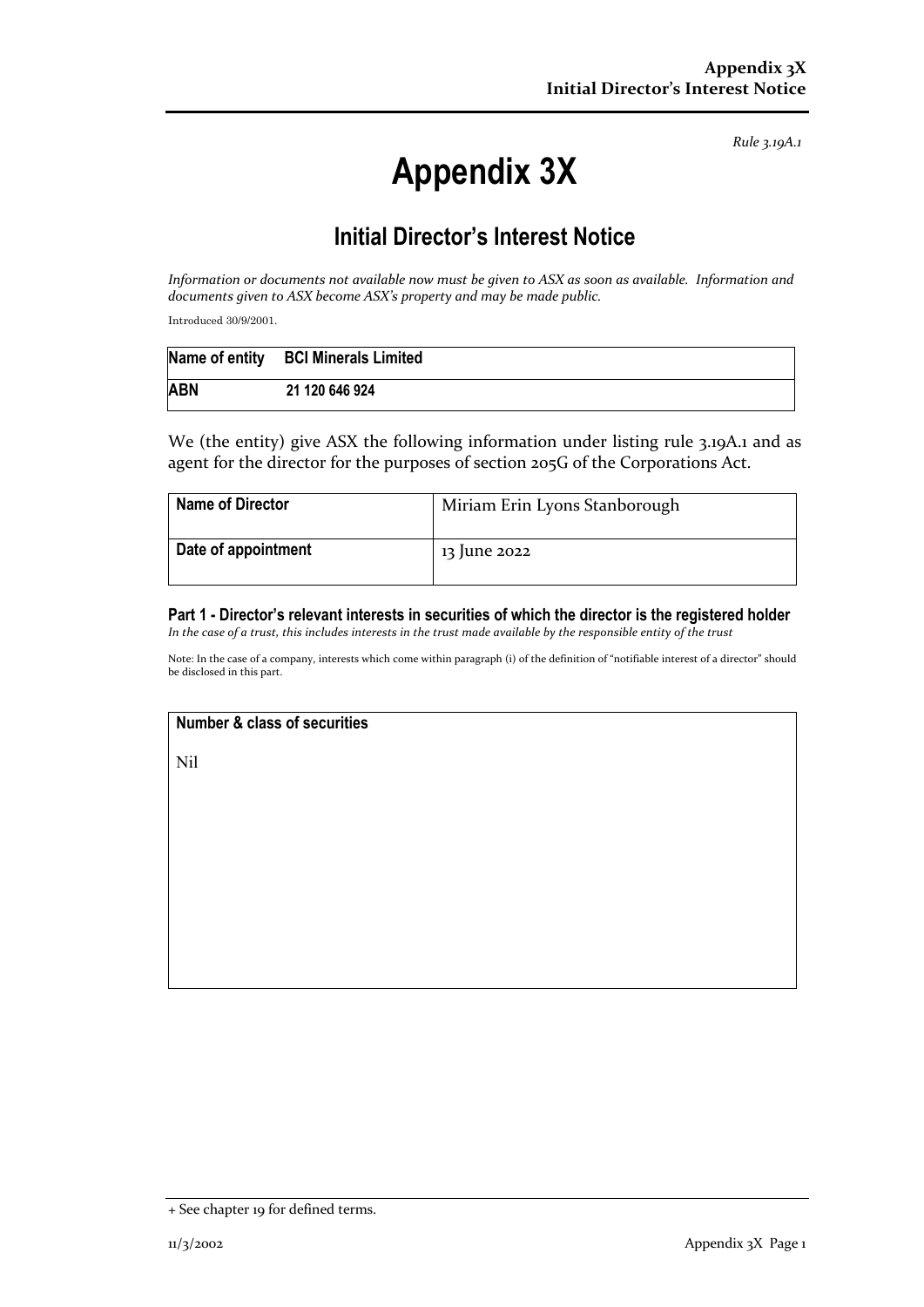*Rule 3.19A.1*

# Appendix 3X

## Initial Director's Interest Notice

*Information or documents not available now must be given to ASX as soon as available. Information and documents given to ASX become ASX's property and may be made public.*

Introduced 30/9/2001.

| Name of entity | BCI Minerals Limited |
|---|---|
| ABN | 21 120 646 924 |

We (the entity) give ASX the following information under listing rule 3.19A.1 and as agent for the director for the purposes of section 205G of the Corporations Act.

| Name of Director | Miriam Erin Lyons Stanborough |
|---|---|
| Date of appointment | 13 June 2022 |

### Part 1 - Director's relevant interests in securities of which the director is the registered holder

*In the case of a trust, this includes interests in the trust made available by the responsible entity of the trust*

Note: In the case of a company, interests which come within paragraph (i) of the definition of "notifiable interest of a director" should be disclosed in this part.

| Number & class of securities |
|---|
| Nil |

+ See chapter 19 for defined terms.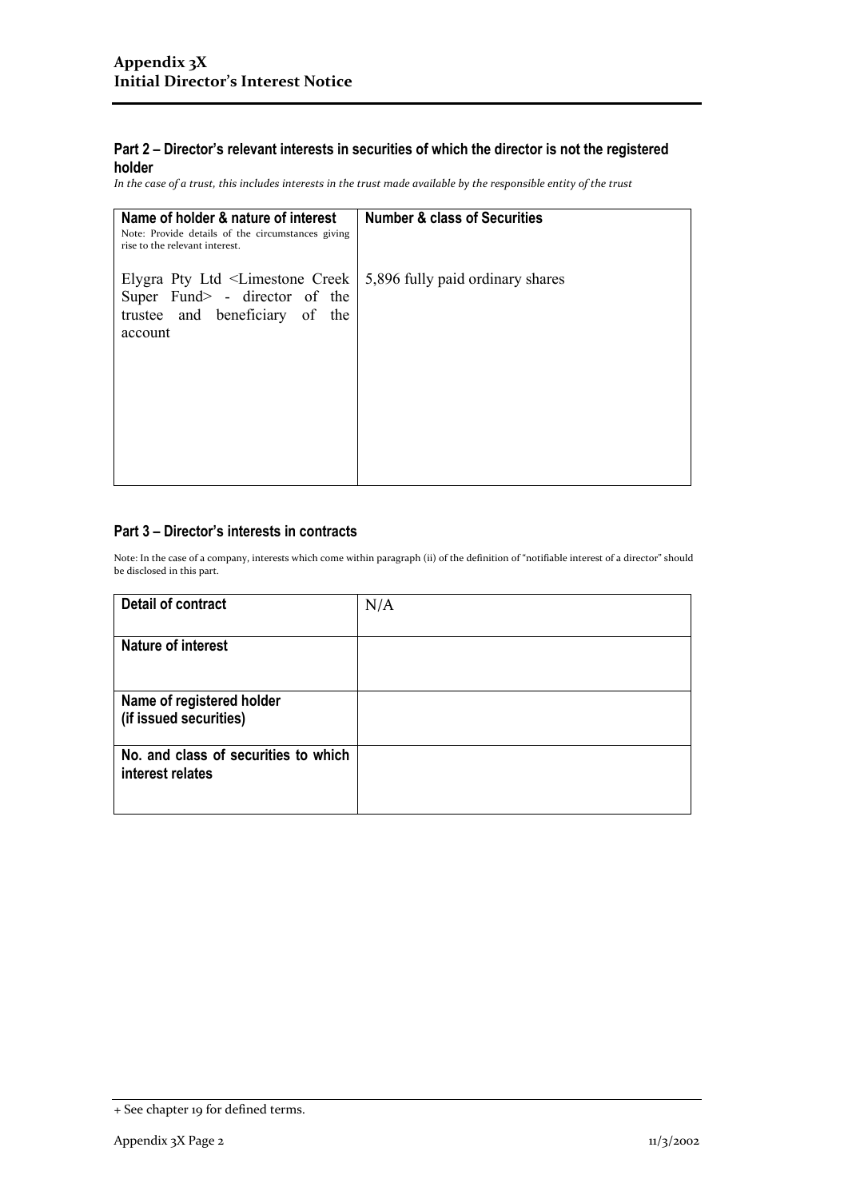## Part 2 – Director's relevant interests in securities of which the director is not the registered holder

*In the case of a trust, this includes interests in the trust made available by the responsible entity of the trust*

| Name of holder & nature of interest<br>Note: Provide details of the circumstances giving rise to the relevant interest. | Number & class of Securities |
|---|---|
| Elygra Pty Ltd <Limestone Creek Super Fund> - director of the trustee and beneficiary of the account | 5,896 fully paid ordinary shares |

## Part 3 – Director's interests in contracts

Note: In the case of a company, interests which come within paragraph (ii) of the definition of "notifiable interest of a director" should be disclosed in this part.

| | |
|---|---|
| **Detail of contract** | N/A |
| **Nature of interest** | |
| **Name of registered holder (if issued securities)** | |
| **No. and class of securities to which interest relates** | |

+ See chapter 19 for defined terms.